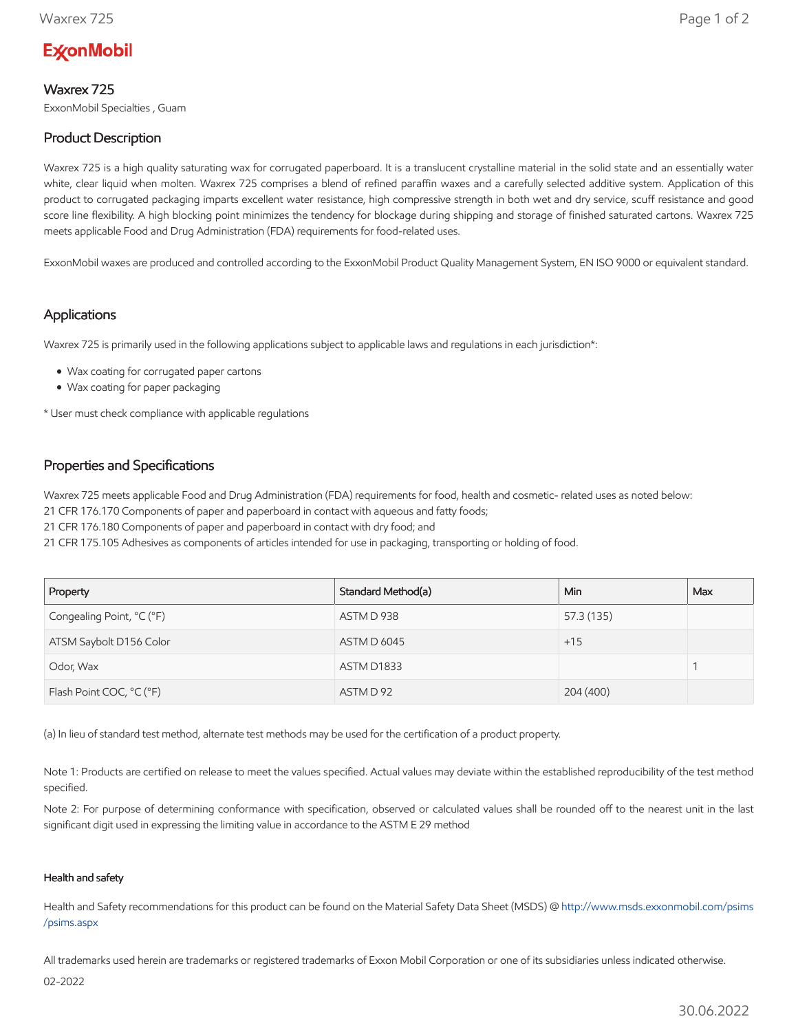ExxonMobil

# Waxrex 725

ExxonMobil Specialties , Guam

## Product Description

Waxrex 725 is a high quality saturating wax for corrugated paperboard. It is a translucent crystalline material in the solid state and an essentially water white, clear liquid when molten. Waxrex 725 comprises a blend of refined paraffin waxes and a carefully selected additive system. Application of this product to corrugated packaging imparts excellent water resistance, high compressive strength in both wet and dry service, scuff resistance and good score line flexibility. A high blocking point minimizes the tendency for blockage during shipping and storage of finished saturated cartons. Waxrex 725 meets applicable Food and Drug Administration (FDA) requirements for food-related uses.

ExxonMobil waxes are produced and controlled according to the ExxonMobil Product Quality Management System, EN ISO 9000 or equivalent standard.

## Applications

Waxrex 725 is primarily used in the following applications subject to applicable laws and regulations in each jurisdiction*:

- Wax coating for corrugated paper cartons
- Wax coating for paper packaging

* User must check compliance with applicable regulations

## Properties and Specifications

Waxrex 725 meets applicable Food and Drug Administration (FDA) requirements for food, health and cosmetic- related uses as noted below:
21 CFR 176.170 Components of paper and paperboard in contact with aqueous and fatty foods;
21 CFR 176.180 Components of paper and paperboard in contact with dry food; and
21 CFR 175.105 Adhesives as components of articles intended for use in packaging, transporting or holding of food.

| Property | Standard Method(a) | Min | Max |
|---|---|---|---|
| Congealing Point, °C (°F) | ASTM D 938 | 57.3 (135) | |
| ATSM Saybolt D156 Color | ASTM D 6045 | +15 | |
| Odor, Wax | ASTM D1833 | | 1 |
| Flash Point COC, °C (°F) | ASTM D 92 | 204 (400) | |

(a) In lieu of standard test method, alternate test methods may be used for the certification of a product property.

Note 1: Products are certified on release to meet the values specified. Actual values may deviate within the established reproducibility of the test method specified.

Note 2: For purpose of determining conformance with specification, observed or calculated values shall be rounded off to the nearest unit in the last significant digit used in expressing the limiting value in accordance to the ASTM E 29 method

#### Health and safety

Health and Safety recommendations for this product can be found on the Material Safety Data Sheet (MSDS) @ http://www.msds.exxonmobil.com/psims/psims.aspx

All trademarks used herein are trademarks or registered trademarks of Exxon Mobil Corporation or one of its subsidiaries unless indicated otherwise.

02-2022

30.06.2022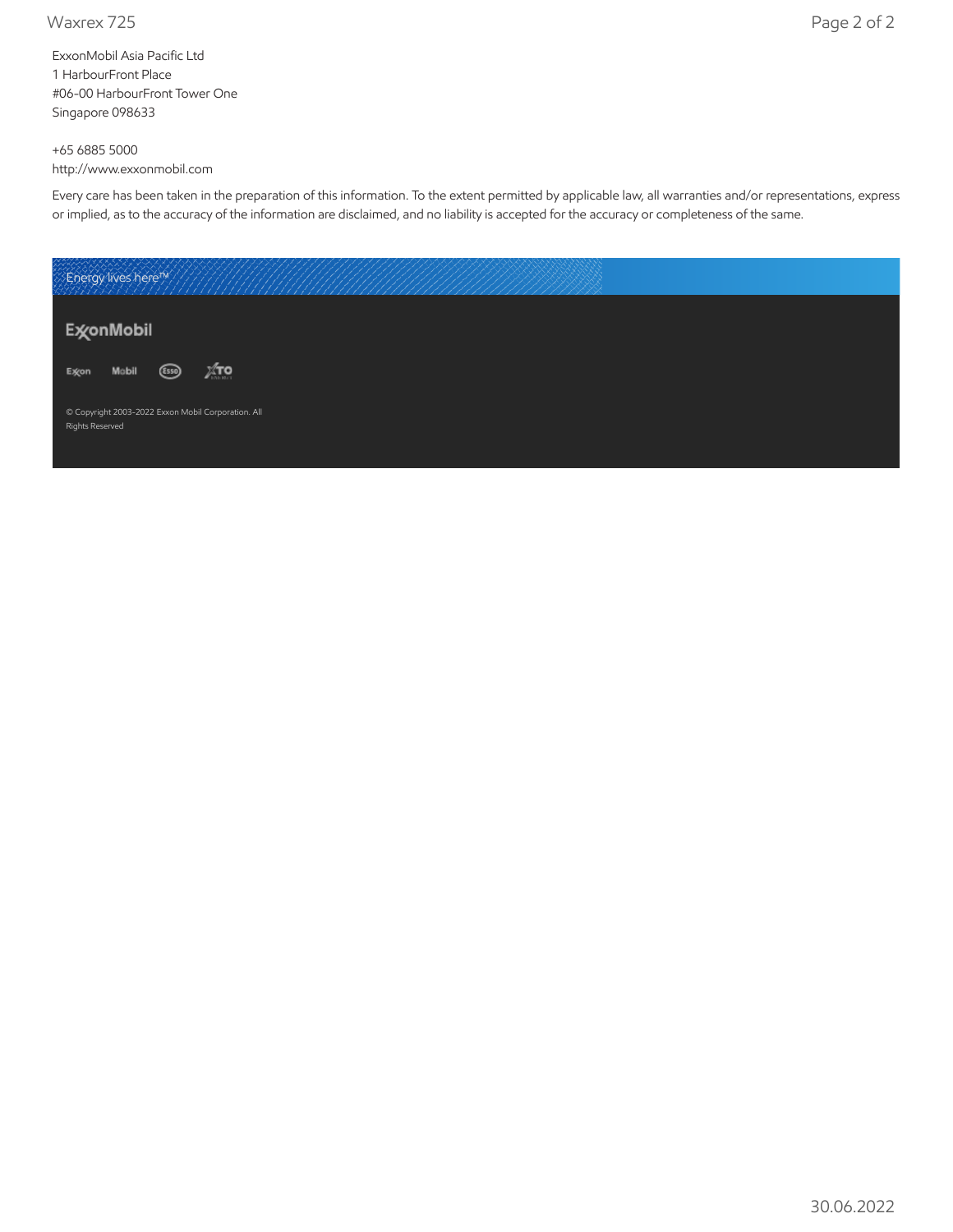ExxonMobil Asia Pacific Ltd
1 HarbourFront Place
#06-00 HarbourFront Tower One
Singapore 098633

+65 6885 5000
http://www.exxonmobil.com

Every care has been taken in the preparation of this information. To the extent permitted by applicable law, all warranties and/or representations, express or implied, as to the accuracy of the information are disclaimed, and no liability is accepted for the accuracy or completeness of the same.

Energy lives here™

ExxonMobil

Exxon Mobil Esso XTO

© Copyright 2003-2022 Exxon Mobil Corporation. All Rights Reserved